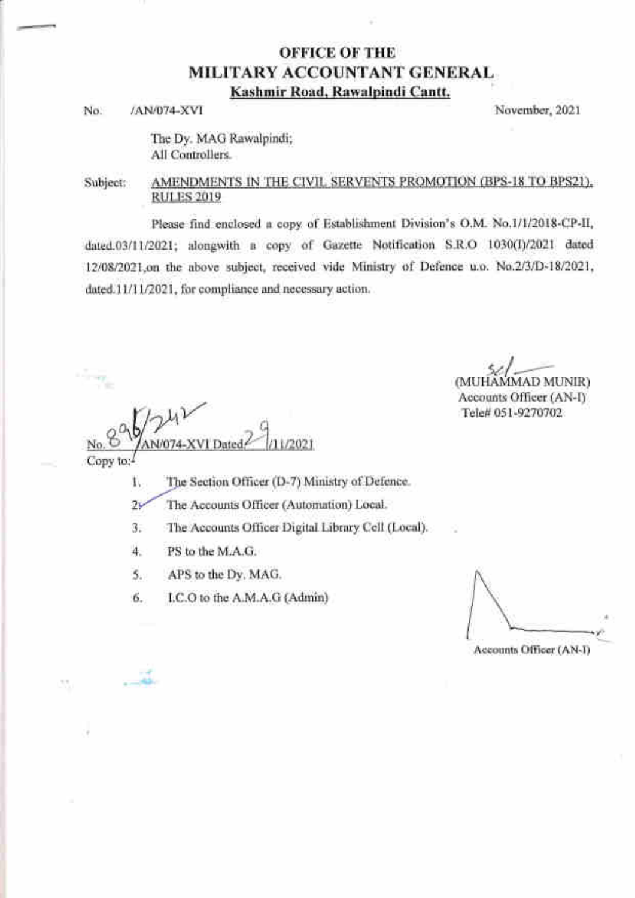# OFFICE OF THE
# MILITARY ACCOUNTANT GENERAL
**Kashmir Road, Rawalpindi Cantt.**

No. /AN/074-XVI November, 2021

The Dy. MAG Rawalpindi;
All Controllers.

Subject: **AMENDMENTS IN THE CIVIL SERVENTS PROMOTION (BPS-18 TO BPS21), RULES 2019**

Please find enclosed a copy of Establishment Division's O.M. No.1/1/2018-CP-II, dated.03/11/2021; alongwith a copy of Gazette Notification S.R.O 1030(I)/2021 dated 12/08/2021, on the above subject, received vide Ministry of Defence u.o. No.2/3/D-18/2021, dated.11/11/2021, for compliance and necessary action.

Sd/-
(MUHAMMAD MUNIR)
Accounts Officer (AN-I)
Tele# 051-9270702

No. 896/242/AN/074-XVI Dated 29/11/2021

Copy to:

1. The Section Officer (D-7) Ministry of Defence.
2. The Accounts Officer (Automation) Local.
3. The Accounts Officer Digital Library Cell (Local).
4. PS to the M.A.G.
5. APS to the Dy. MAG.
6. I.C.O to the A.M.A.G (Admin)

Accounts Officer (AN-I)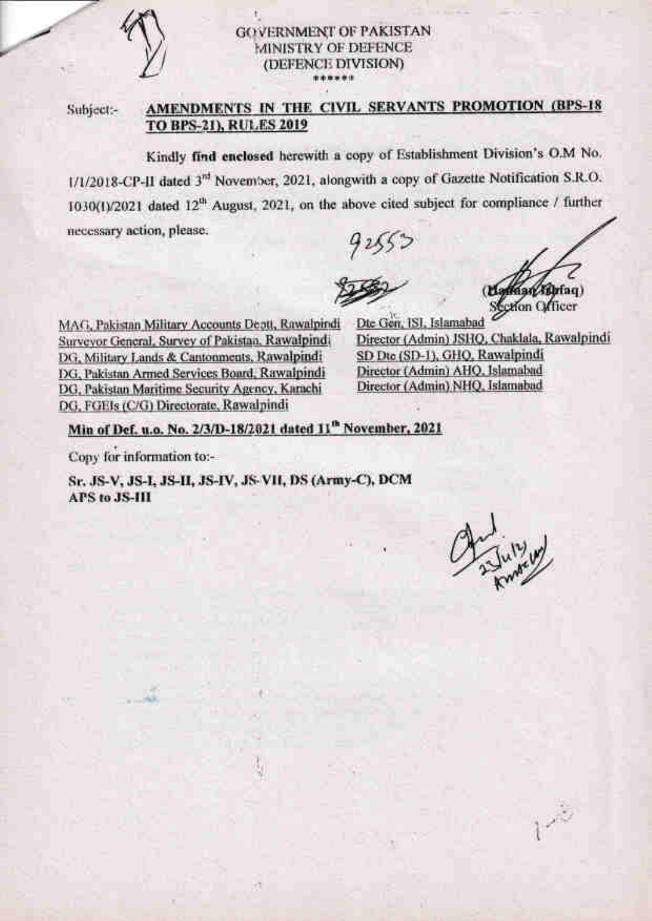GOVERNMENT OF PAKISTAN
MINISTRY OF DEFENCE
(DEFENCE DIVISION)

\*\*\*\*\*\*

Subject:- **AMENDMENTS IN THE CIVIL SERVANTS PROMOTION (BPS-18 TO BPS-21), RULES 2019**

Kindly **find enclosed** herewith a copy of Establishment Division's O.M No. 1/1/2018-CP-II dated 3rd November, 2021, alongwith a copy of Gazette Notification S.R.O. 1030(I)/2021 dated 12th August, 2021, on the above cited subject for compliance / further necessary action, please.

92553

(Hannan Ishfaq)
Section Officer

MAG, Pakistan Military Accounts Deptt, Rawalpindi
Surveyor General, Survey of Pakistan, Rawalpindi
DG, Military Lands & Cantonments, Rawalpindi
DG, Pakistan Armed Services Board, Rawalpindi
DG, Pakistan Maritime Security Agency, Karachi
DG, FGEIs (C/G) Directorate, Rawalpindi
Dte Gen, ISI, Islamabad
Director (Admin) JSHQ, Chaklala, Rawalpindi
SD Dte (SD-1), GHQ, Rawalpindi
Director (Admin) AHQ, Islamabad
Director (Admin) NHQ, Islamabad

**Min of Def. u.o. No. 2/3/D-18/2021 dated 11th November, 2021**

Copy for information to:-

**Sr. JS-V, JS-I, JS-II, JS-IV, JS-VII, DS (Army-C), DCM**
**APS to JS-III**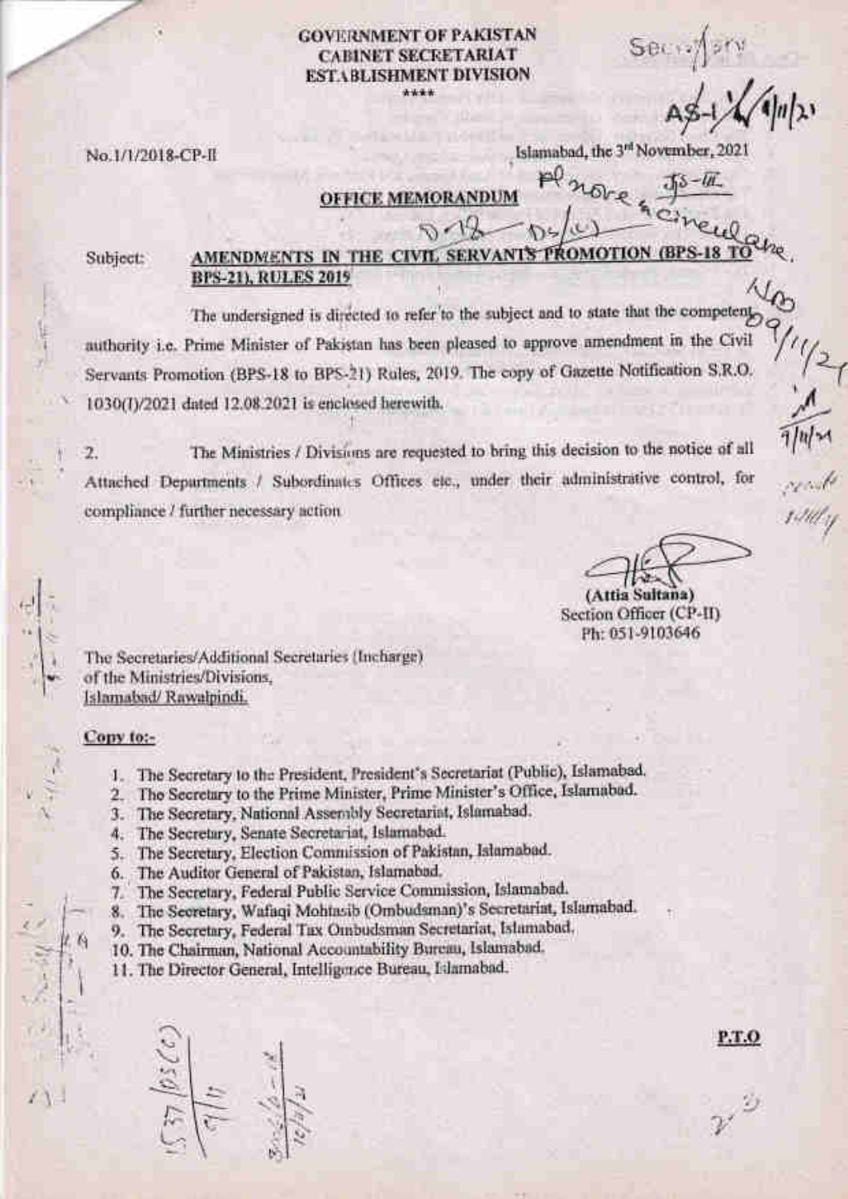**GOVERNMENT OF PAKISTAN**
**CABINET SECRETARIAT**
**ESTABLISHMENT DIVISION**
****

No.1/1/2018-CP-II

Islamabad, the 3rd November, 2021

**OFFICE MEMORANDUM**

Subject: **AMENDMENTS IN THE CIVIL SERVANTS PROMOTION (BPS-18 TO BPS-21), RULES 2019**

The undersigned is directed to refer to the subject and to state that the competent authority i.e. Prime Minister of Pakistan has been pleased to approve amendment in the Civil Servants Promotion (BPS-18 to BPS-21) Rules, 2019. The copy of Gazette Notification S.R.O. 1030(I)/2021 dated 12.08.2021 is enclosed herewith.

2. The Ministries / Divisions are requested to bring this decision to the notice of all Attached Departments / Subordinates Offices etc., under their administrative control, for compliance / further necessary action

(Attia Sultana)
Section Officer (CP-II)
Ph: 051-9103646

The Secretaries/Additional Secretaries (Incharge)
of the Ministries/Divisions,
Islamabad/ Rawalpindi.

**Copy to:-**

1. The Secretary to the President, President's Secretariat (Public), Islamabad.
2. The Secretary to the Prime Minister, Prime Minister's Office, Islamabad.
3. The Secretary, National Assembly Secretariat, Islamabad.
4. The Secretary, Senate Secretariat, Islamabad.
5. The Secretary, Election Commission of Pakistan, Islamabad.
6. The Auditor General of Pakistan, Islamabad.
7. The Secretary, Federal Public Service Commission, Islamabad.
8. The Secretary, Wafaqi Mohtasib (Ombudsman)'s Secretariat, Islamabad.
9. The Secretary, Federal Tax Ombudsman Secretariat, Islamabad.
10. The Chairman, National Accountability Bureau, Islamabad.
11. The Director General, Intelligence Bureau, Islamabad.

**P.T.O**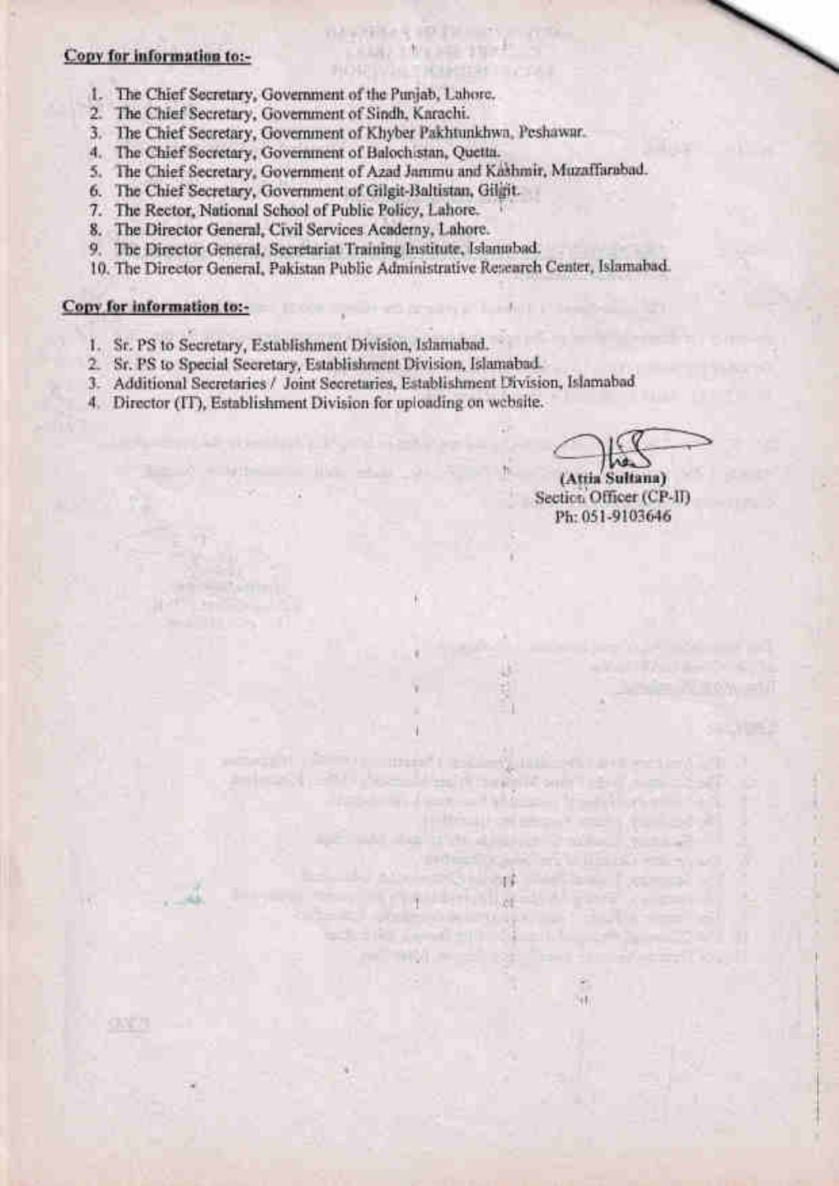**Copy for information to:-**

1. The Chief Secretary, Government of the Punjab, Lahore.
2. The Chief Secretary, Government of Sindh, Karachi.
3. The Chief Secretary, Government of Khyber Pakhtunkhwa, Peshawar.
4. The Chief Secretary, Government of Balochistan, Quetta.
5. The Chief Secretary, Government of Azad Jammu and Kashmir, Muzaffarabad.
6. The Chief Secretary, Government of Gilgit-Baltistan, Gilgit.
7. The Rector, National School of Public Policy, Lahore.
8. The Director General, Civil Services Academy, Lahore.
9. The Director General, Secretariat Training Institute, Islamabad.
10. The Director General, Pakistan Public Administrative Research Center, Islamabad.

**Copy for information to:-**

1. Sr. PS to Secretary, Establishment Division, Islamabad.
2. Sr. PS to Special Secretary, Establishment Division, Islamabad.
3. Additional Secretaries / Joint Secretaries, Establishment Division, Islamabad
4. Director (IT), Establishment Division for uploading on website.

**(Attia Sultana)**
Section Officer (CP-II)
Ph: 051-9103646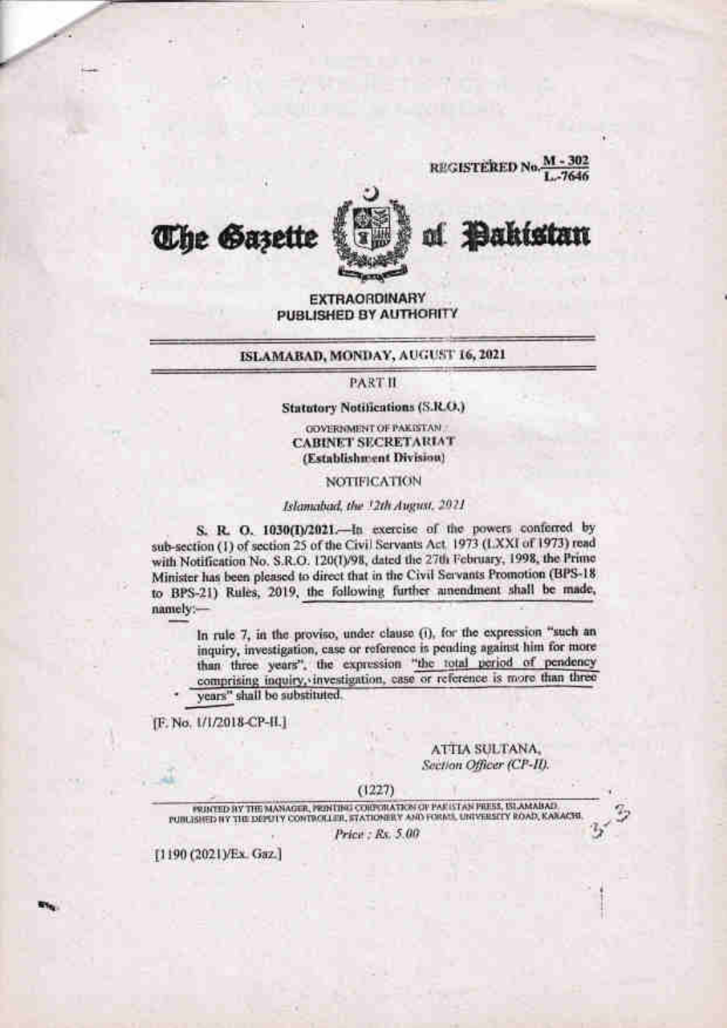REGISTERED No. M - 302 / L.-7646

# The Gazette of Pakistan

**EXTRAORDINARY**
**PUBLISHED BY AUTHORITY**

**ISLAMABAD, MONDAY, AUGUST 16, 2021**

PART II

**Statutory Notifications (S.R.O.)**

GOVERNMENT OF PAKISTAN
**CABINET SECRETARIAT**
**(Establishment Division)**

NOTIFICATION

*Islamabad, the 12th August, 2021*

**S. R. O. 1030(I)/2021.**—In exercise of the powers conferred by sub-section (1) of section 25 of the Civil Servants Act, 1973 (LXXI of 1973) read with Notification No. S.R.O. 120(I)/98, dated the 27th February, 1998, the Prime Minister has been pleased to direct that in the Civil Servants Promotion (BPS-18 to BPS-21) Rules, 2019, the following further amendment shall be made, namely:—

> In rule 7, in the proviso, under clause (i), for the expression "such an inquiry, investigation, case or reference is pending against him for more than three years", the expression "the total period of pendency comprising inquiry, investigation, case or reference is more than three years" shall be substituted.

[F. No. 1/1/2018-CP-II.]

ATTIA SULTANA,
*Section Officer (CP-II).*

(1227)

PRINTED BY THE MANAGER, PRINTING CORPORATION OF PAKISTAN PRESS, ISLAMABAD.
PUBLISHED BY THE DEPUTY CONTROLLER, STATIONERY AND FORMS, UNIVERSITY ROAD, KARACHI.

*Price : Rs. 5.00*

[1190 (2021)/Ex. Gaz.]